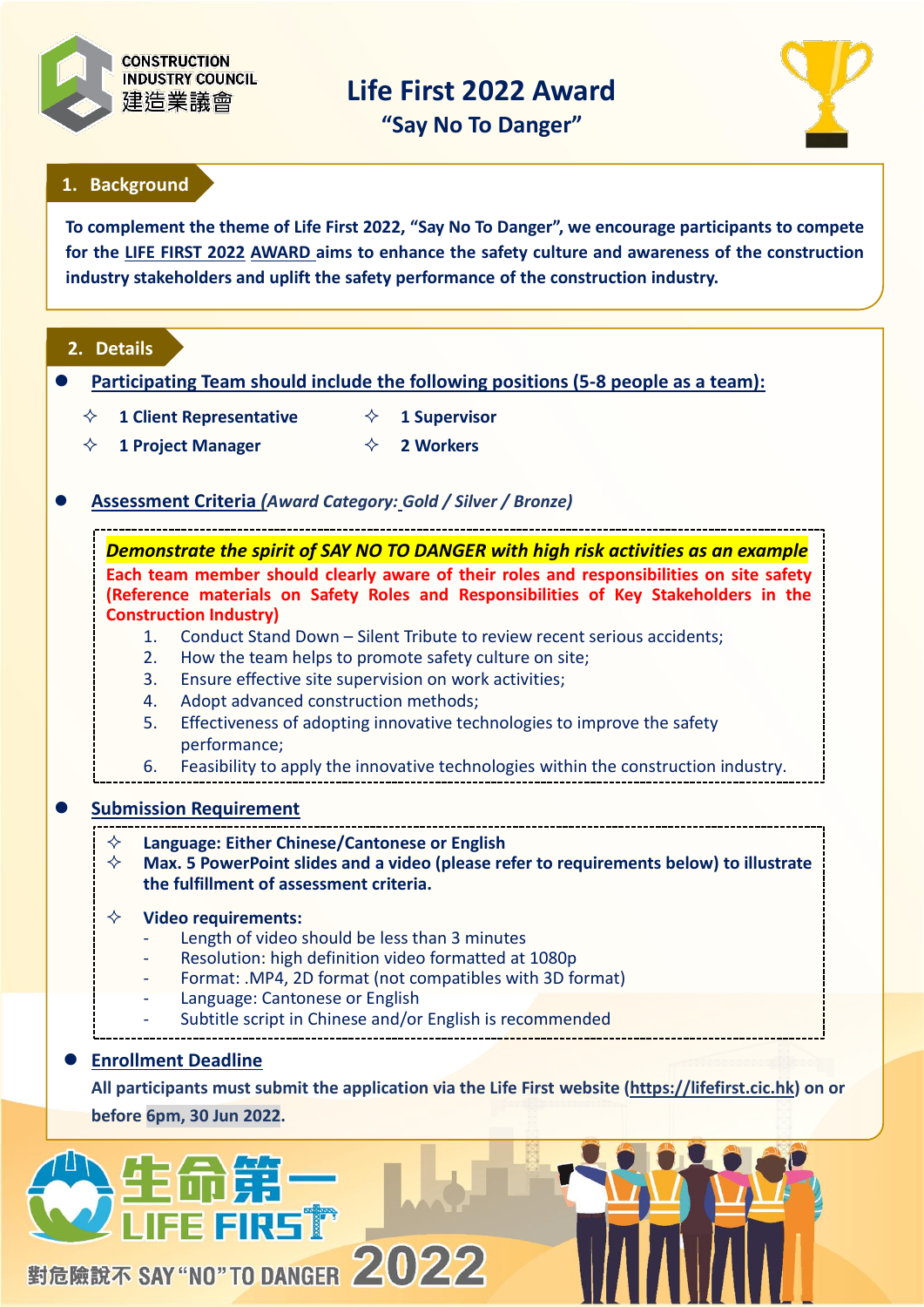CONSTRUCTION INDUSTRY COUNCIL 建造業議會

# Life First 2022 Award

## "Say No To Danger"

## 1. Background

**To complement the theme of Life First 2022, "Say No To Danger", we encourage participants to compete for the LIFE FIRST 2022 AWARD aims to enhance the safety culture and awareness of the construction industry stakeholders and uplift the safety performance of the construction industry.**

## 2. Details

- **Participating Team should include the following positions (5-8 people as a team):**
  - ✧ **1 Client Representative**
  - ✧ **1 Supervisor**
  - ✧ **1 Project Manager**
  - ✧ **2 Workers**

- **Assessment Criteria** (*Award Category: Gold / Silver / Bronze)*

***Demonstrate the spirit of SAY NO TO DANGER with high risk activities as an example***

**Each team member should clearly aware of their roles and responsibilities on site safety (Reference materials on Safety Roles and Responsibilities of Key Stakeholders in the Construction Industry)**

1. Conduct Stand Down – Silent Tribute to review recent serious accidents;
2. How the team helps to promote safety culture on site;
3. Ensure effective site supervision on work activities;
4. Adopt advanced construction methods;
5. Effectiveness of adopting innovative technologies to improve the safety performance;
6. Feasibility to apply the innovative technologies within the construction industry.

- **Submission Requirement**
  - ✧ **Language: Either Chinese/Cantonese or English**
  - ✧ **Max. 5 PowerPoint slides and a video (please refer to requirements below) to illustrate the fulfillment of assessment criteria.**
  - ✧ **Video requirements:**
    - Length of video should be less than 3 minutes
    - Resolution: high definition video formatted at 1080p
    - Format: .MP4, 2D format (not compatibles with 3D format)
    - Language: Cantonese or English
    - Subtitle script in Chinese and/or English is recommended

- **Enrollment Deadline**

  **All participants must submit the application via the Life First website (https://lifefirst.cic.hk) on or before 6pm, 30 Jun 2022.**

生命第一 LIFE FIRST

對危險說不 SAY "NO" TO DANGER 2022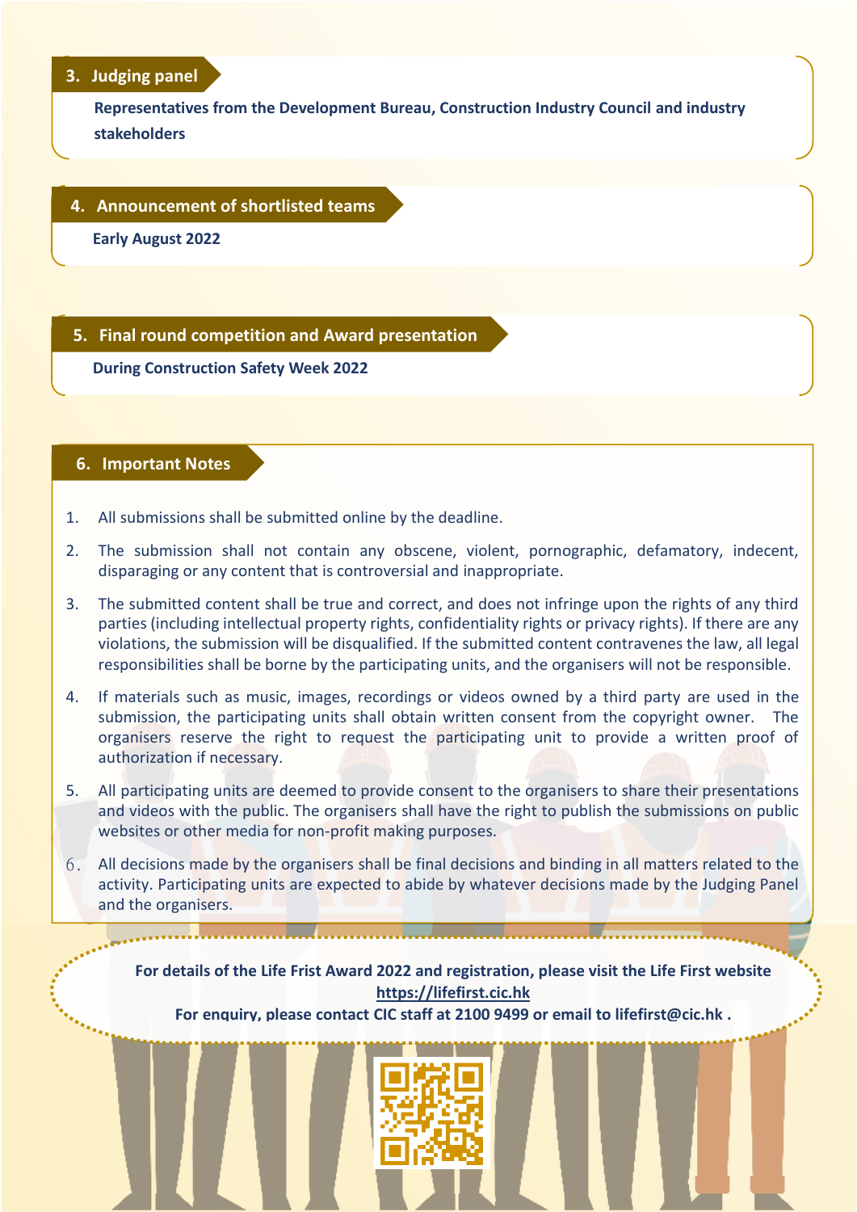## 3. Judging panel

**Representatives from the Development Bureau, Construction Industry Council and industry stakeholders**

## 4. Announcement of shortlisted teams

**Early August 2022**

## 5. Final round competition and Award presentation

**During Construction Safety Week 2022**

## 6. Important Notes

1. All submissions shall be submitted online by the deadline.
2. The submission shall not contain any obscene, violent, pornographic, defamatory, indecent, disparaging or any content that is controversial and inappropriate.
3. The submitted content shall be true and correct, and does not infringe upon the rights of any third parties (including intellectual property rights, confidentiality rights or privacy rights). If there are any violations, the submission will be disqualified. If the submitted content contravenes the law, all legal responsibilities shall be borne by the participating units, and the organisers will not be responsible.
4. If materials such as music, images, recordings or videos owned by a third party are used in the submission, the participating units shall obtain written consent from the copyright owner. The organisers reserve the right to request the participating unit to provide a written proof of authorization if necessary.
5. All participating units are deemed to provide consent to the organisers to share their presentations and videos with the public. The organisers shall have the right to publish the submissions on public websites or other media for non-profit making purposes.
6. All decisions made by the organisers shall be final decisions and binding in all matters related to the activity. Participating units are expected to abide by whatever decisions made by the Judging Panel and the organisers.

**For details of the Life Frist Award 2022 and registration, please visit the Life First website**
**https://lifefirst.cic.hk**
**For enquiry, please contact CIC staff at 2100 9499 or email to lifefirst@cic.hk .**